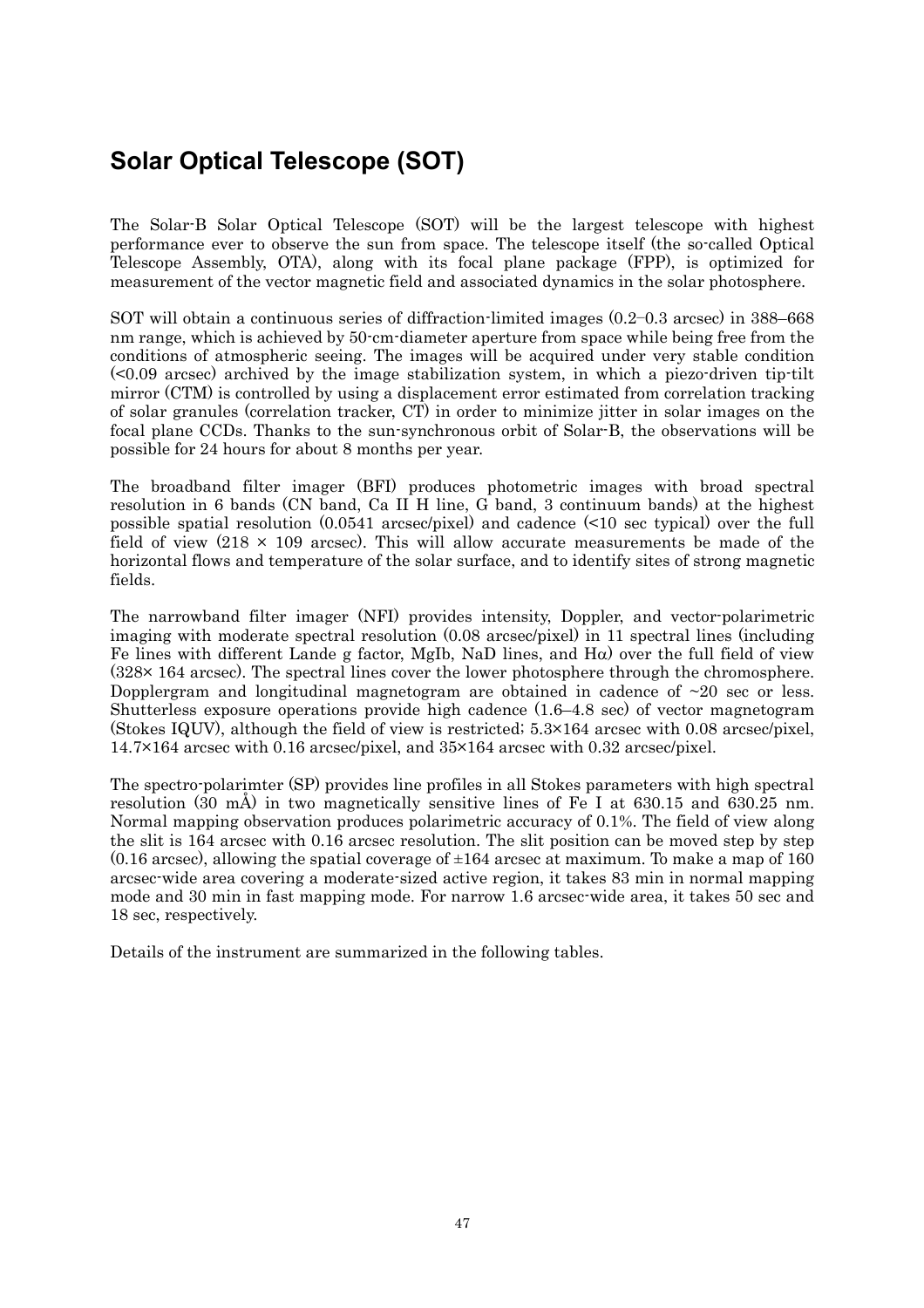# Solar Optical Telescope (SOT)

The Solar-B Solar Optical Telescope (SOT) will be the largest telescope with highest performance ever to observe the sun from space. The telescope itself (the so-called Optical Telescope Assembly, OTA), along with its focal plane package (FPP), is optimized for measurement of the vector magnetic field and associated dynamics in the solar photosphere.

SOT will obtain a continuous series of diffraction-limited images (0.2–0.3 arcsec) in 388–668 nm range, which is achieved by 50-cm-diameter aperture from space while being free from the conditions of atmospheric seeing. The images will be acquired under very stable condition (<0.09 arcsec) archived by the image stabilization system, in which a piezo-driven tip-tilt mirror (CTM) is controlled by using a displacement error estimated from correlation tracking of solar granules (correlation tracker, CT) in order to minimize jitter in solar images on the focal plane CCDs. Thanks to the sun-synchronous orbit of Solar-B, the observations will be possible for 24 hours for about 8 months per year.

The broadband filter imager (BFI) produces photometric images with broad spectral resolution in 6 bands (CN band, Ca II H line, G band, 3 continuum bands) at the highest possible spatial resolution (0.0541 arcsec/pixel) and cadence (<10 sec typical) over the full field of view (218 × 109 arcsec). This will allow accurate measurements be made of the horizontal flows and temperature of the solar surface, and to identify sites of strong magnetic fields.

The narrowband filter imager (NFI) provides intensity, Doppler, and vector-polarimetric imaging with moderate spectral resolution (0.08 arcsec/pixel) in 11 spectral lines (including Fe lines with different Lande g factor, MgIb, NaD lines, and Hα) over the full field of view (328× 164 arcsec). The spectral lines cover the lower photosphere through the chromosphere. Dopplergram and longitudinal magnetogram are obtained in cadence of ~20 sec or less. Shutterless exposure operations provide high cadence (1.6–4.8 sec) of vector magnetogram (Stokes IQUV), although the field of view is restricted; 5.3×164 arcsec with 0.08 arcsec/pixel, 14.7×164 arcsec with 0.16 arcsec/pixel, and 35×164 arcsec with 0.32 arcsec/pixel.

The spectro-polarimter (SP) provides line profiles in all Stokes parameters with high spectral resolution (30 mÅ) in two magnetically sensitive lines of Fe I at 630.15 and 630.25 nm. Normal mapping observation produces polarimetric accuracy of 0.1%. The field of view along the slit is 164 arcsec with 0.16 arcsec resolution. The slit position can be moved step by step (0.16 arcsec), allowing the spatial coverage of ±164 arcsec at maximum. To make a map of 160 arcsec-wide area covering a moderate-sized active region, it takes 83 min in normal mapping mode and 30 min in fast mapping mode. For narrow 1.6 arcsec-wide area, it takes 50 sec and 18 sec, respectively.

Details of the instrument are summarized in the following tables.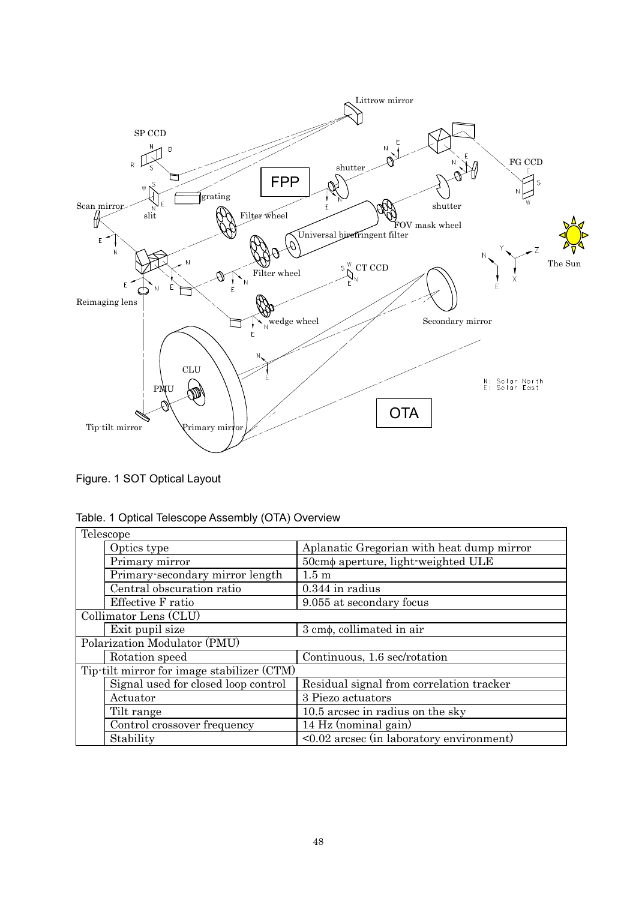Figure. 1 SOT Optical Layout

Table. 1 Optical Telescope Assembly (OTA) Overview

| | | |
|---|---|---|
| Telescope | | |
| | Optics type | Aplanatic Gregorian with heat dump mirror |
| | Primary mirror | 50cmϕ aperture, light-weighted ULE |
| | Primary-secondary mirror length | 1.5 m |
| | Central obscuration ratio | 0.344 in radius |
| | Effective F ratio | 9.055 at secondary focus |
| Collimator Lens (CLU) | | |
| | Exit pupil size | 3 cmϕ, collimated in air |
| Polarization Modulator (PMU) | | |
| | Rotation speed | Continuous, 1.6 sec/rotation |
| Tip-tilt mirror for image stabilizer (CTM) | | |
| | Signal used for closed loop control | Residual signal from correlation tracker |
| | Actuator | 3 Piezo actuators |
| | Tilt range | 10.5 arcsec in radius on the sky |
| | Control crossover frequency | 14 Hz (nominal gain) |
| | Stability | <0.02 arcsec (in laboratory environment) |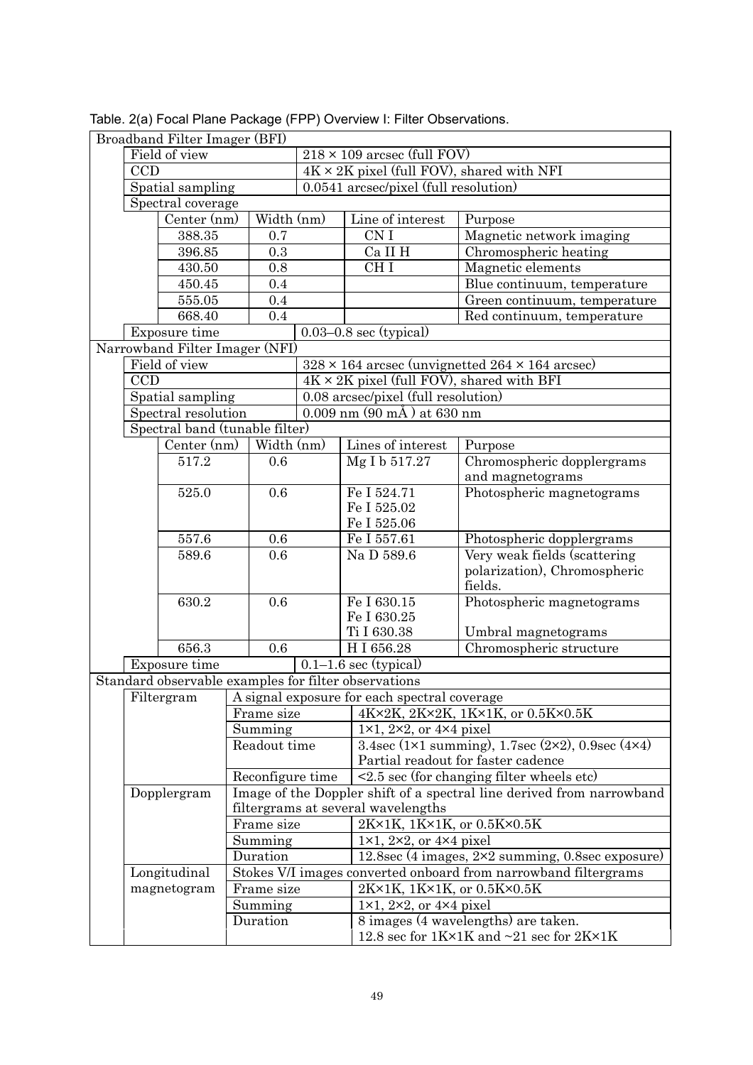Table. 2(a) Focal Plane Package (FPP) Overview I: Filter Observations.

| Broadband Filter Imager (BFI) | | | |
|---|---|---|---|
| Field of view | $218 \times 109$ arcsec (full FOV) | | |
| CCD | $4K \times 2K$ pixel (full FOV), shared with NFI | | |
| Spatial sampling | 0.0541 arcsec/pixel (full resolution) | | |
| Spectral coverage | | | |
| Center (nm) | Width (nm) | Line of interest | Purpose |
| 388.35 | 0.7 | CN I | Magnetic network imaging |
| 396.85 | 0.3 | Ca II H | Chromospheric heating |
| 430.50 | 0.8 | CH I | Magnetic elements |
| 450.45 | 0.4 | | Blue continuum, temperature |
| 555.05 | 0.4 | | Green continuum, temperature |
| 668.40 | 0.4 | | Red continuum, temperature |
| Exposure time | 0.03–0.8 sec (typical) | | |

| Narrowband Filter Imager (NFI) | | | |
|---|---|---|---|
| Field of view | $328 \times 164$ arcsec (unvignetted $264 \times 164$ arcsec) | | |
| CCD | $4K \times 2K$ pixel (full FOV), shared with BFI | | |
| Spatial sampling | 0.08 arcsec/pixel (full resolution) | | |
| Spectral resolution | 0.009 nm (90 mÅ) at 630 nm | | |
| Spectral band (tunable filter) | | | |
| Center (nm) | Width (nm) | Lines of interest | Purpose |
| 517.2 | 0.6 | Mg I b 517.27 | Chromospheric dopplergrams and magnetograms |
| 525.0 | 0.6 | Fe I 524.71<br>Fe I 525.02<br>Fe I 525.06 | Photospheric magnetograms |
| 557.6 | 0.6 | Fe I 557.61 | Photospheric dopplergrams |
| 589.6 | 0.6 | Na D 589.6 | Very weak fields (scattering polarization), Chromospheric fields. |
| 630.2 | 0.6 | Fe I 630.15<br>Fe I 630.25<br>Ti I 630.38 | Photospheric magnetograms<br><br>Umbral magnetograms |
| 656.3 | 0.6 | H I 656.28 | Chromospheric structure |
| Exposure time | 0.1–1.6 sec (typical) | | |

| Standard observable examples for filter observations | | |
|---|---|---|
| Filtergram | A signal exposure for each spectral coverage | |
| | Frame size | 4K×2K, 2K×2K, 1K×1K, or 0.5K×0.5K |
| | Summing | 1×1, 2×2, or 4×4 pixel |
| | Readout time | 3.4sec (1×1 summing), 1.7sec (2×2), 0.9sec (4×4)<br>Partial readout for faster cadence |
| | Reconfigure time | <2.5 sec (for changing filter wheels etc) |
| Dopplergram | Image of the Doppler shift of a spectral line derived from narrowband filtergrams at several wavelengths | |
| | Frame size | 2K×1K, 1K×1K, or 0.5K×0.5K |
| | Summing | 1×1, 2×2, or 4×4 pixel |
| | Duration | 12.8sec (4 images, 2×2 summing, 0.8sec exposure) |
| Longitudinal magnetogram | Stokes V/I images converted onboard from narrowband filtergrams | |
| | Frame size | 2K×1K, 1K×1K, or 0.5K×0.5K |
| | Summing | 1×1, 2×2, or 4×4 pixel |
| | Duration | 8 images (4 wavelengths) are taken.<br>12.8 sec for 1K×1K and ~21 sec for 2K×1K |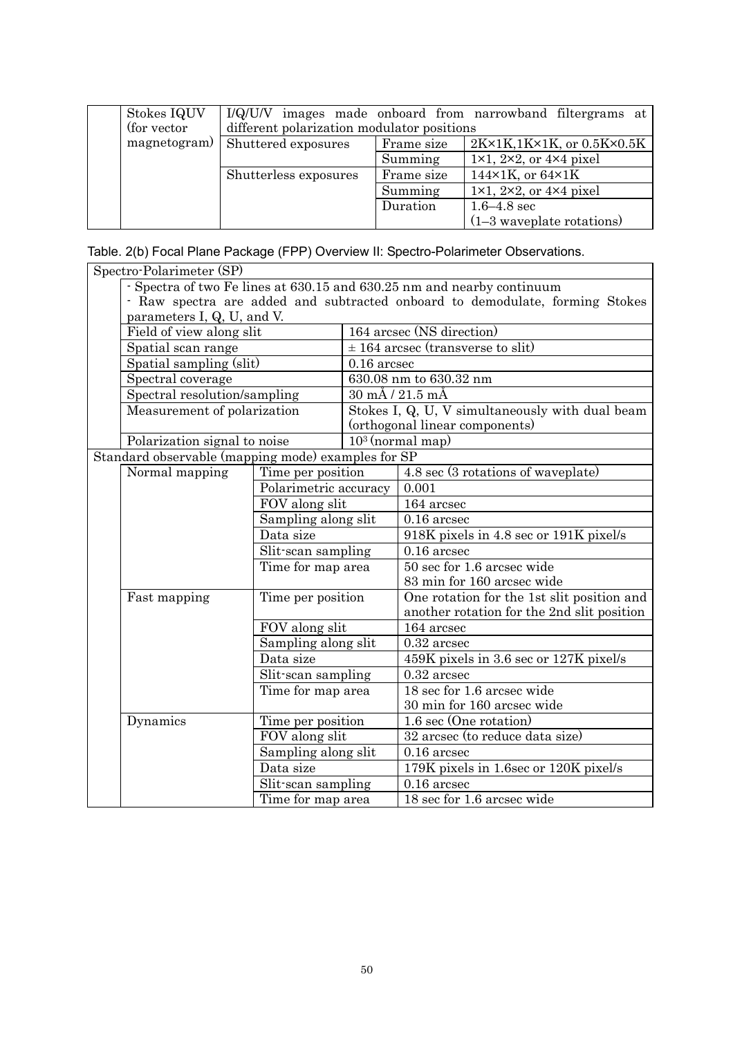|  | Stokes IQUV (for vector magnetogram) | I/Q/U/V images made onboard from narrowband filtergrams at different polarization modulator positions | | |
|---|---|---|---|---|
|  |  | Shuttered exposures | Frame size | 2K×1K,1K×1K, or 0.5K×0.5K |
|  |  |  | Summing | 1×1, 2×2, or 4×4 pixel |
|  |  | Shutterless exposures | Frame size | 144×1K, or 64×1K |
|  |  |  | Summing | 1×1, 2×2, or 4×4 pixel |
|  |  |  | Duration | 1.6–4.8 sec (1–3 waveplate rotations) |

Table. 2(b) Focal Plane Package (FPP) Overview II: Spectro-Polarimeter Observations.

| Spectro-Polarimeter (SP) | | | |
|---|---|---|---|
|  | - Spectra of two Fe lines at 630.15 and 630.25 nm and nearby continuum<br>- Raw spectra are added and subtracted onboard to demodulate, forming Stokes parameters I, Q, U, and V. | | |
|  | Field of view along slit | 164 arcsec (NS direction) | |
|  | Spatial scan range | ± 164 arcsec (transverse to slit) | |
|  | Spatial sampling (slit) | 0.16 arcsec | |
|  | Spectral coverage | 630.08 nm to 630.32 nm | |
|  | Spectral resolution/sampling | 30 mÅ / 21.5 mÅ | |
|  | Measurement of polarization | Stokes I, Q, U, V simultaneously with dual beam (orthogonal linear components) | |
|  | Polarization signal to noise | $10^3$ (normal map) | |
| Standard observable (mapping mode) examples for SP | | | |
|  | Normal mapping | Time per position | 4.8 sec (3 rotations of waveplate) |
|  |  | Polarimetric accuracy | 0.001 |
|  |  | FOV along slit | 164 arcsec |
|  |  | Sampling along slit | 0.16 arcsec |
|  |  | Data size | 918K pixels in 4.8 sec or 191K pixel/s |
|  |  | Slit-scan sampling | 0.16 arcsec |
|  |  | Time for map area | 50 sec for 1.6 arcsec wide<br>83 min for 160 arcsec wide |
|  | Fast mapping | Time per position | One rotation for the 1st slit position and another rotation for the 2nd slit position |
|  |  | FOV along slit | 164 arcsec |
|  |  | Sampling along slit | 0.32 arcsec |
|  |  | Data size | 459K pixels in 3.6 sec or 127K pixel/s |
|  |  | Slit-scan sampling | 0.32 arcsec |
|  |  | Time for map area | 18 sec for 1.6 arcsec wide<br>30 min for 160 arcsec wide |
|  | Dynamics | Time per position | 1.6 sec (One rotation) |
|  |  | FOV along slit | 32 arcsec (to reduce data size) |
|  |  | Sampling along slit | 0.16 arcsec |
|  |  | Data size | 179K pixels in 1.6sec or 120K pixel/s |
|  |  | Slit-scan sampling | 0.16 arcsec |
|  |  | Time for map area | 18 sec for 1.6 arcsec wide |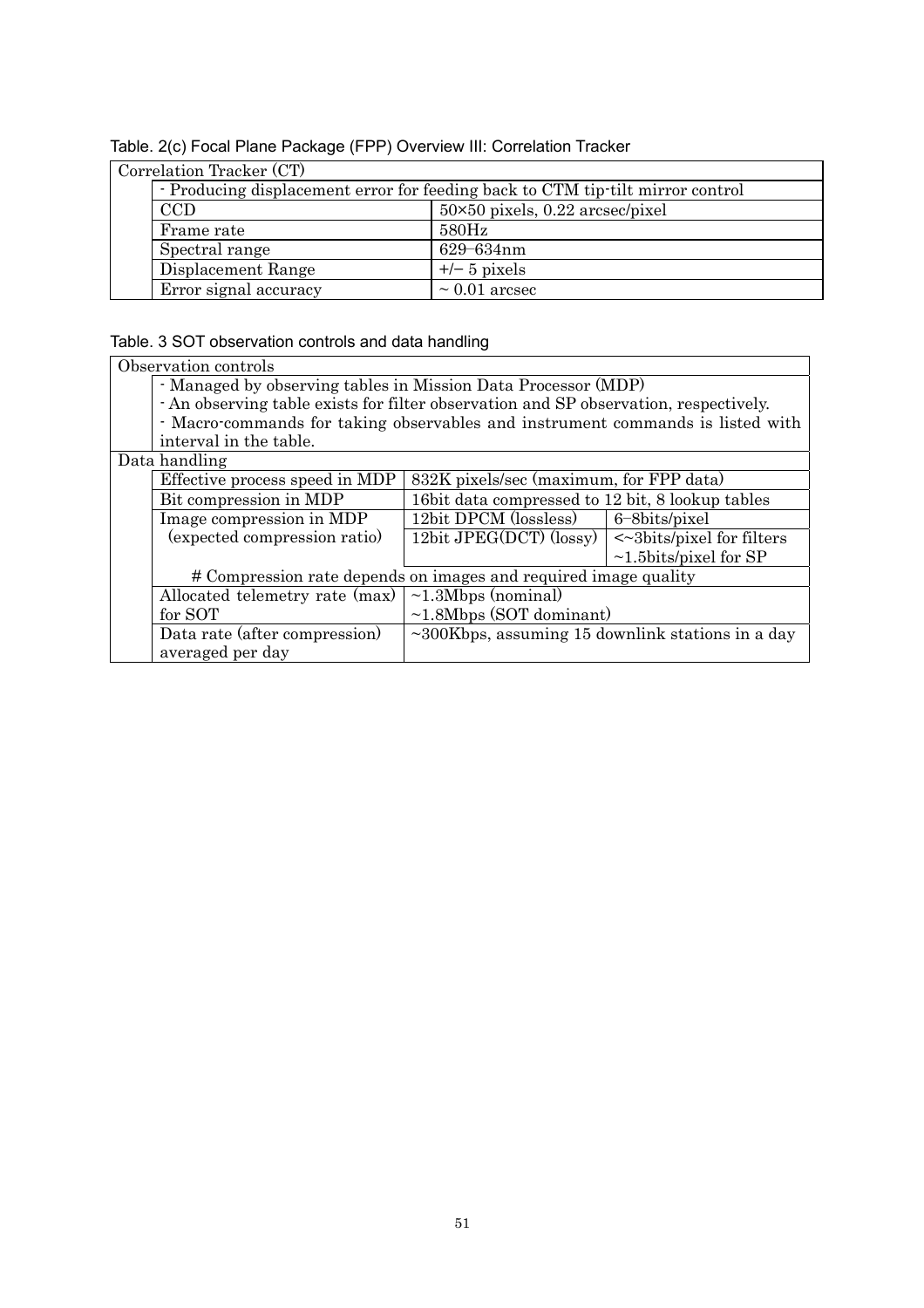Table. 2(c) Focal Plane Package (FPP) Overview III: Correlation Tracker

| | | |
|---|---|---|
| Correlation Tracker (CT) | | |
| | - Producing displacement error for feeding back to CTM tip-tilt mirror control | |
| | CCD | 50×50 pixels, 0.22 arcsec/pixel |
| | Frame rate | 580Hz |
| | Spectral range | 629–634nm |
| | Displacement Range | +/− 5 pixels |
| | Error signal accuracy | ~ 0.01 arcsec |

Table. 3 SOT observation controls and data handling

| | | | |
|---|---|---|---|
| Observation controls | | | |
| | - Managed by observing tables in Mission Data Processor (MDP)<br>- An observing table exists for filter observation and SP observation, respectively.<br>- Macro-commands for taking observables and instrument commands is listed with interval in the table. | | |
| Data handling | | | |
| | Effective process speed in MDP | 832K pixels/sec (maximum, for FPP data) | |
| | Bit compression in MDP | 16bit data compressed to 12 bit, 8 lookup tables | |
| | Image compression in MDP (expected compression ratio) | 12bit DPCM (lossless) | 6–8bits/pixel |
| | | 12bit JPEG(DCT) (lossy) | <~3bits/pixel for filters<br>~1.5bits/pixel for SP |
| | # Compression rate depends on images and required image quality | | |
| | Allocated telemetry rate (max) for SOT | ~1.3Mbps (nominal)<br>~1.8Mbps (SOT dominant) | |
| | Data rate (after compression) averaged per day | ~300Kbps, assuming 15 downlink stations in a day | |